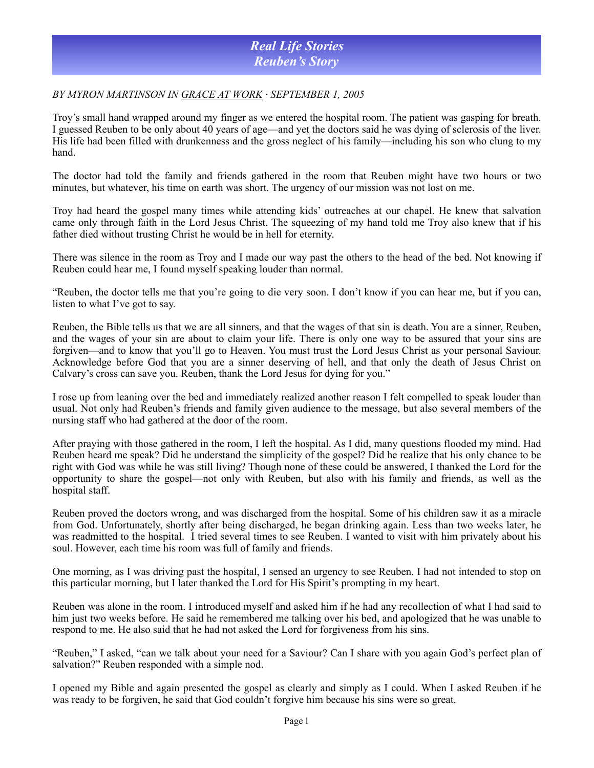# *Real Life Stories*
# *Reuben's Story*

*BY MYRON MARTINSON IN GRACE AT WORK · SEPTEMBER 1, 2005*

Troy's small hand wrapped around my finger as we entered the hospital room. The patient was gasping for breath. I guessed Reuben to be only about 40 years of age—and yet the doctors said he was dying of sclerosis of the liver. His life had been filled with drunkenness and the gross neglect of his family—including his son who clung to my hand.

The doctor had told the family and friends gathered in the room that Reuben might have two hours or two minutes, but whatever, his time on earth was short. The urgency of our mission was not lost on me.

Troy had heard the gospel many times while attending kids' outreaches at our chapel. He knew that salvation came only through faith in the Lord Jesus Christ. The squeezing of my hand told me Troy also knew that if his father died without trusting Christ he would be in hell for eternity.

There was silence in the room as Troy and I made our way past the others to the head of the bed. Not knowing if Reuben could hear me, I found myself speaking louder than normal.

"Reuben, the doctor tells me that you're going to die very soon. I don't know if you can hear me, but if you can, listen to what I've got to say.

Reuben, the Bible tells us that we are all sinners, and that the wages of that sin is death. You are a sinner, Reuben, and the wages of your sin are about to claim your life. There is only one way to be assured that your sins are forgiven—and to know that you'll go to Heaven. You must trust the Lord Jesus Christ as your personal Saviour. Acknowledge before God that you are a sinner deserving of hell, and that only the death of Jesus Christ on Calvary's cross can save you. Reuben, thank the Lord Jesus for dying for you."

I rose up from leaning over the bed and immediately realized another reason I felt compelled to speak louder than usual. Not only had Reuben's friends and family given audience to the message, but also several members of the nursing staff who had gathered at the door of the room.

After praying with those gathered in the room, I left the hospital. As I did, many questions flooded my mind. Had Reuben heard me speak? Did he understand the simplicity of the gospel? Did he realize that his only chance to be right with God was while he was still living? Though none of these could be answered, I thanked the Lord for the opportunity to share the gospel—not only with Reuben, but also with his family and friends, as well as the hospital staff.

Reuben proved the doctors wrong, and was discharged from the hospital. Some of his children saw it as a miracle from God. Unfortunately, shortly after being discharged, he began drinking again. Less than two weeks later, he was readmitted to the hospital. I tried several times to see Reuben. I wanted to visit with him privately about his soul. However, each time his room was full of family and friends.

One morning, as I was driving past the hospital, I sensed an urgency to see Reuben. I had not intended to stop on this particular morning, but I later thanked the Lord for His Spirit's prompting in my heart.

Reuben was alone in the room. I introduced myself and asked him if he had any recollection of what I had said to him just two weeks before. He said he remembered me talking over his bed, and apologized that he was unable to respond to me. He also said that he had not asked the Lord for forgiveness from his sins.

"Reuben," I asked, "can we talk about your need for a Saviour? Can I share with you again God's perfect plan of salvation?" Reuben responded with a simple nod.

I opened my Bible and again presented the gospel as clearly and simply as I could. When I asked Reuben if he was ready to be forgiven, he said that God couldn't forgive him because his sins were so great.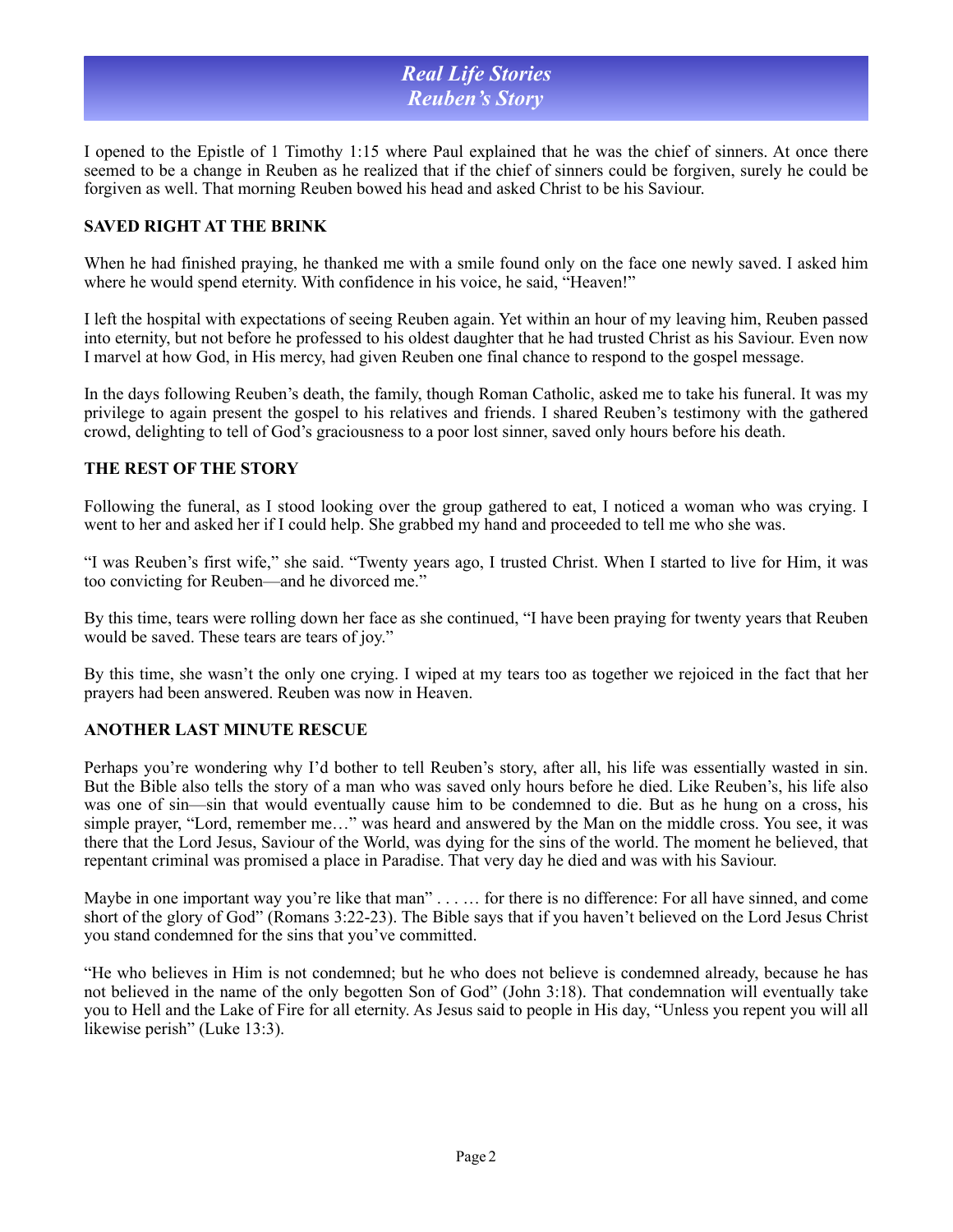I opened to the Epistle of 1 Timothy 1:15 where Paul explained that he was the chief of sinners. At once there seemed to be a change in Reuben as he realized that if the chief of sinners could be forgiven, surely he could be forgiven as well. That morning Reuben bowed his head and asked Christ to be his Saviour.

## SAVED RIGHT AT THE BRINK

When he had finished praying, he thanked me with a smile found only on the face one newly saved. I asked him where he would spend eternity. With confidence in his voice, he said, "Heaven!"

I left the hospital with expectations of seeing Reuben again. Yet within an hour of my leaving him, Reuben passed into eternity, but not before he professed to his oldest daughter that he had trusted Christ as his Saviour. Even now I marvel at how God, in His mercy, had given Reuben one final chance to respond to the gospel message.

In the days following Reuben's death, the family, though Roman Catholic, asked me to take his funeral. It was my privilege to again present the gospel to his relatives and friends. I shared Reuben's testimony with the gathered crowd, delighting to tell of God's graciousness to a poor lost sinner, saved only hours before his death.

## THE REST OF THE STORY

Following the funeral, as I stood looking over the group gathered to eat, I noticed a woman who was crying. I went to her and asked her if I could help. She grabbed my hand and proceeded to tell me who she was.

"I was Reuben's first wife," she said. "Twenty years ago, I trusted Christ. When I started to live for Him, it was too convicting for Reuben—and he divorced me."

By this time, tears were rolling down her face as she continued, "I have been praying for twenty years that Reuben would be saved. These tears are tears of joy."

By this time, she wasn't the only one crying. I wiped at my tears too as together we rejoiced in the fact that her prayers had been answered. Reuben was now in Heaven.

## ANOTHER LAST MINUTE RESCUE

Perhaps you're wondering why I'd bother to tell Reuben's story, after all, his life was essentially wasted in sin. But the Bible also tells the story of a man who was saved only hours before he died. Like Reuben's, his life also was one of sin—sin that would eventually cause him to be condemned to die. But as he hung on a cross, his simple prayer, "Lord, remember me…" was heard and answered by the Man on the middle cross. You see, it was there that the Lord Jesus, Saviour of the World, was dying for the sins of the world. The moment he believed, that repentant criminal was promised a place in Paradise. That very day he died and was with his Saviour.

Maybe in one important way you're like that man" . . . … for there is no difference: For all have sinned, and come short of the glory of God" (Romans 3:22-23). The Bible says that if you haven't believed on the Lord Jesus Christ you stand condemned for the sins that you've committed.

"He who believes in Him is not condemned; but he who does not believe is condemned already, because he has not believed in the name of the only begotten Son of God" (John 3:18). That condemnation will eventually take you to Hell and the Lake of Fire for all eternity. As Jesus said to people in His day, "Unless you repent you will all likewise perish" (Luke 13:3).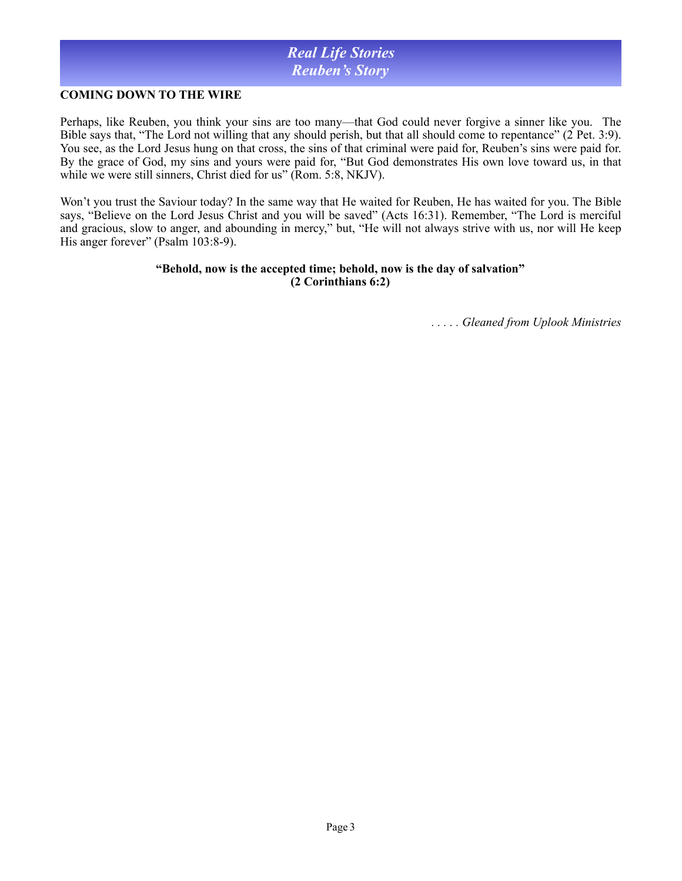# *Real Life Stories*
# *Reuben's Story*

**COMING DOWN TO THE WIRE**

Perhaps, like Reuben, you think your sins are too many—that God could never forgive a sinner like you. The Bible says that, "The Lord not willing that any should perish, but that all should come to repentance" (2 Pet. 3:9). You see, as the Lord Jesus hung on that cross, the sins of that criminal were paid for, Reuben's sins were paid for. By the grace of God, my sins and yours were paid for, "But God demonstrates His own love toward us, in that while we were still sinners, Christ died for us" (Rom. 5:8, NKJV).

Won't you trust the Saviour today? In the same way that He waited for Reuben, He has waited for you. The Bible says, "Believe on the Lord Jesus Christ and you will be saved" (Acts 16:31). Remember, "The Lord is merciful and gracious, slow to anger, and abounding in mercy," but, "He will not always strive with us, nor will He keep His anger forever" (Psalm 103:8-9).

**"Behold, now is the accepted time; behold, now is the day of salvation"**
**(2 Corinthians 6:2)**

. . . . . *Gleaned from Uplook Ministries*